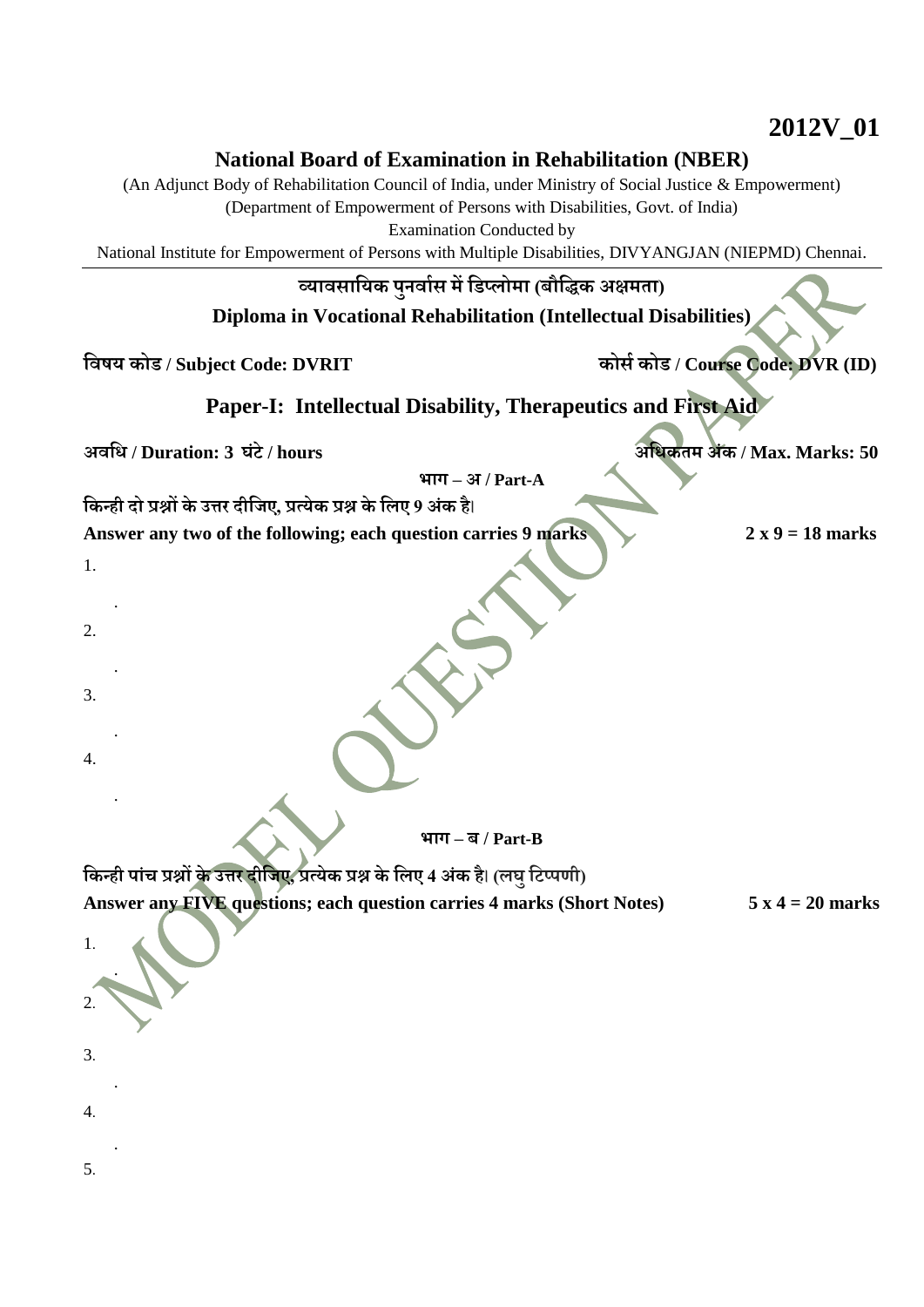**2012V_01**

## National Board of Examination in Rehabilitation (NBER)

(An Adjunct Body of Rehabilitation Council of India, under Ministry of Social Justice & Empowerment)
(Department of Empowerment of Persons with Disabilities, Govt. of India)
Examination Conducted by
National Institute for Empowerment of Persons with Multiple Disabilities, DIVYANGJAN (NIEPMD) Chennai.

---

**व्यावसायिक पुनर्वास में डिप्लोमा (बौद्धिक अक्षमता)**

**Diploma in Vocational Rehabilitation (Intellectual Disabilities)**

**विषय कोड / Subject Code: DVRIT** **कोर्स कोड / Course Code: DVR (ID)**

### Paper-I: Intellectual Disability, Therapeutics and First Aid

**अवधि / Duration: 3 घंटे / hours** **अधिकतम अंक / Max. Marks: 50**

**भाग – अ / Part-A**

**किन्ही दो प्रश्नों के उत्तर दीजिए, प्रत्येक प्रश्न के लिए 9 अंक है।**
**Answer any two of the following; each question carries 9 marks** **2 x 9 = 18 marks**

1.
.
2.
.
3.
.
4.
.

**भाग – ब / Part-B**

**किन्ही पांच प्रश्नों के उत्तर दीजिए, प्रत्येक प्रश्न के लिए 4 अंक है। (लघु टिप्पणी)**
**Answer any FIVE questions; each question carries 4 marks (Short Notes)** **5 x 4 = 20 marks**

1.
.
2.

3.
.
4.
.
5.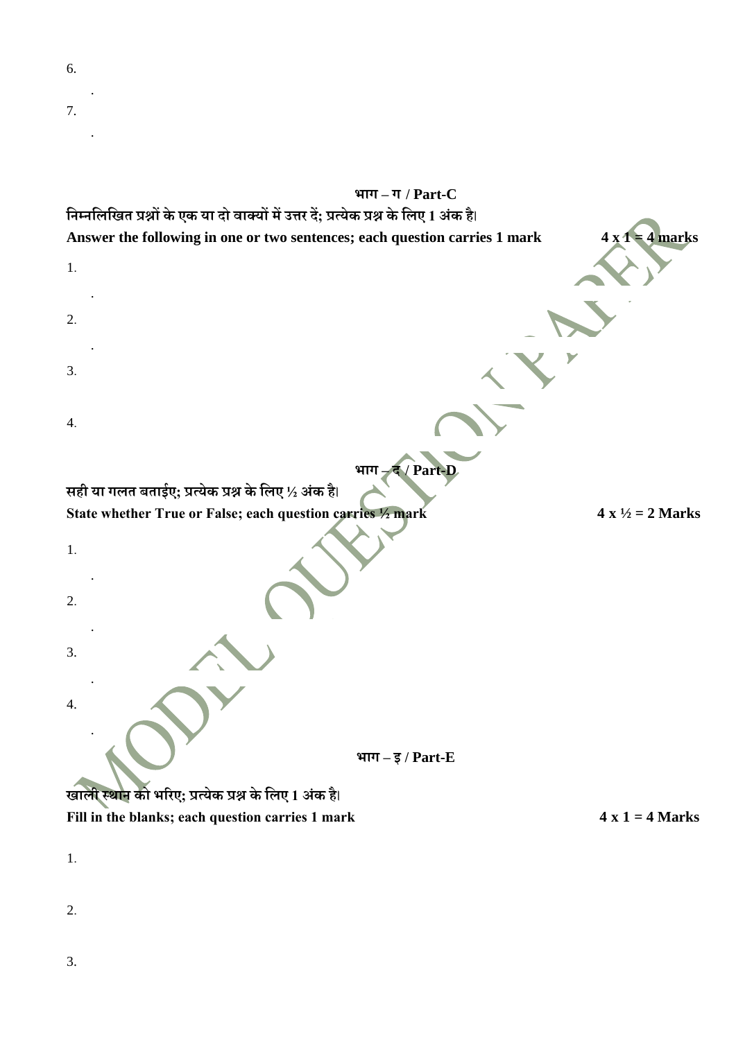6.

.

7.

.

## भाग – ग / Part-C

**निम्नलिखित प्रश्नों के एक या दो वाक्यों में उत्तर दें; प्रत्येक प्रश्न के लिए 1 अंक है।**

**Answer the following in one or two sentences; each question carries 1 mark** **4 x 1 = 4 marks**

1.

.

2.

.

3.

4.

## भाग – द / Part-D

**सही या गलत बताईए; प्रत्येक प्रश्न के लिए ½ अंक है।**

**State whether True or False; each question carries ½ mark** **4 x ½ = 2 Marks**

1.

.

2.

.

3.

.

4.

.

## भाग – इ / Part-E

**खाली स्थान को भरिए; प्रत्येक प्रश्न के लिए 1 अंक है।**

**Fill in the blanks; each question carries 1 mark** **4 x 1 = 4 Marks**

1.

2.

3.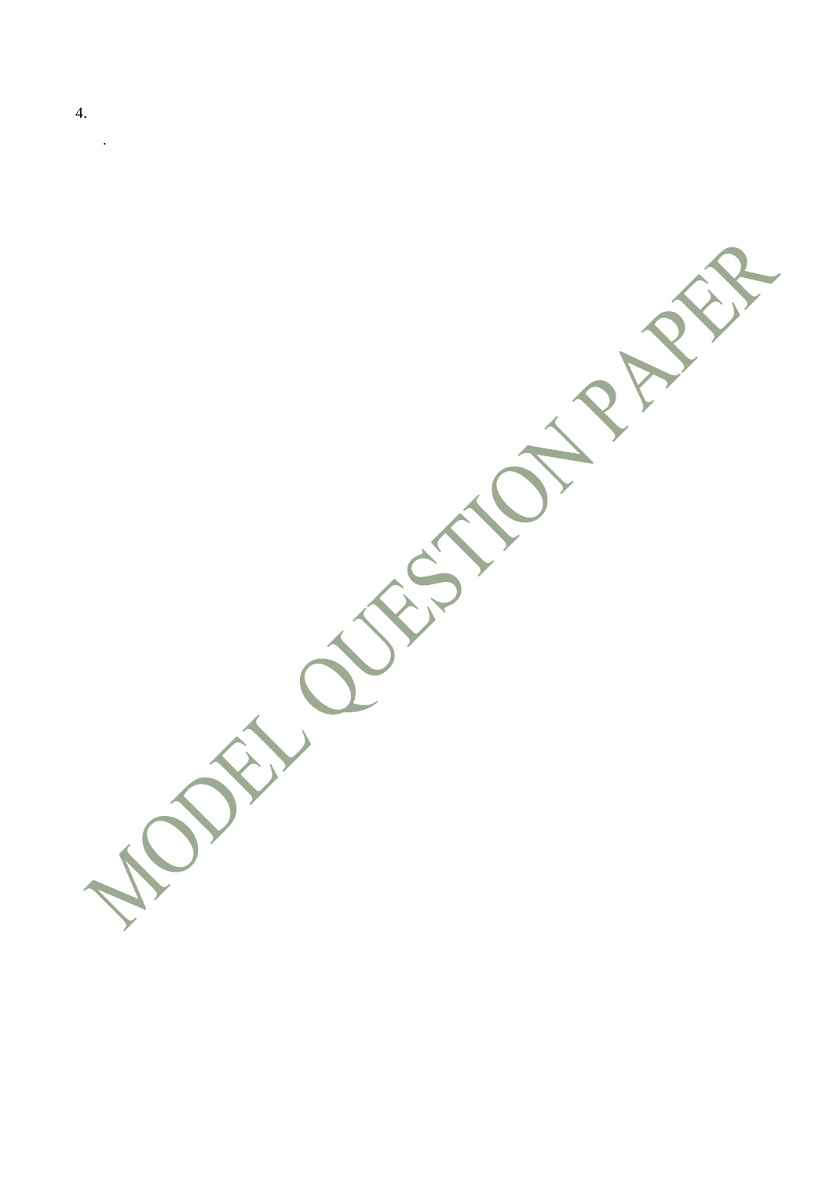4.

.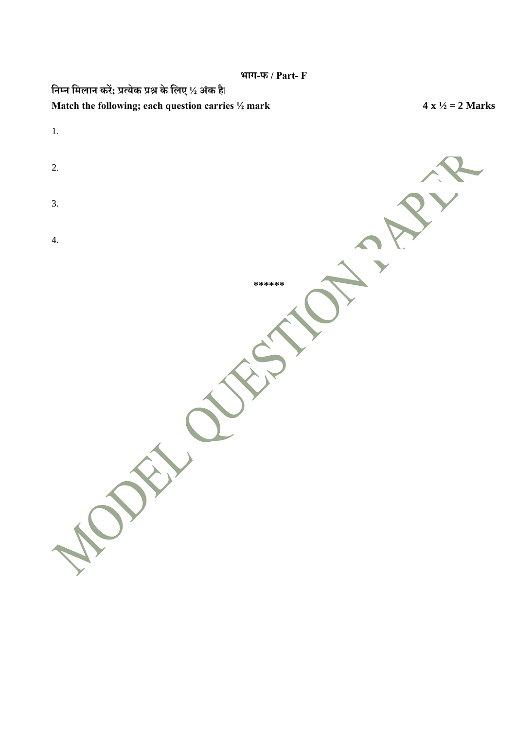**भाग-फ / Part- F**

**निम्न मिलान करें; प्रत्येक प्रश्न के लिए ½ अंक है।**

**Match the following; each question carries ½ mark** **4 x ½ = 2 Marks**

1.

2.

3.

4.

******